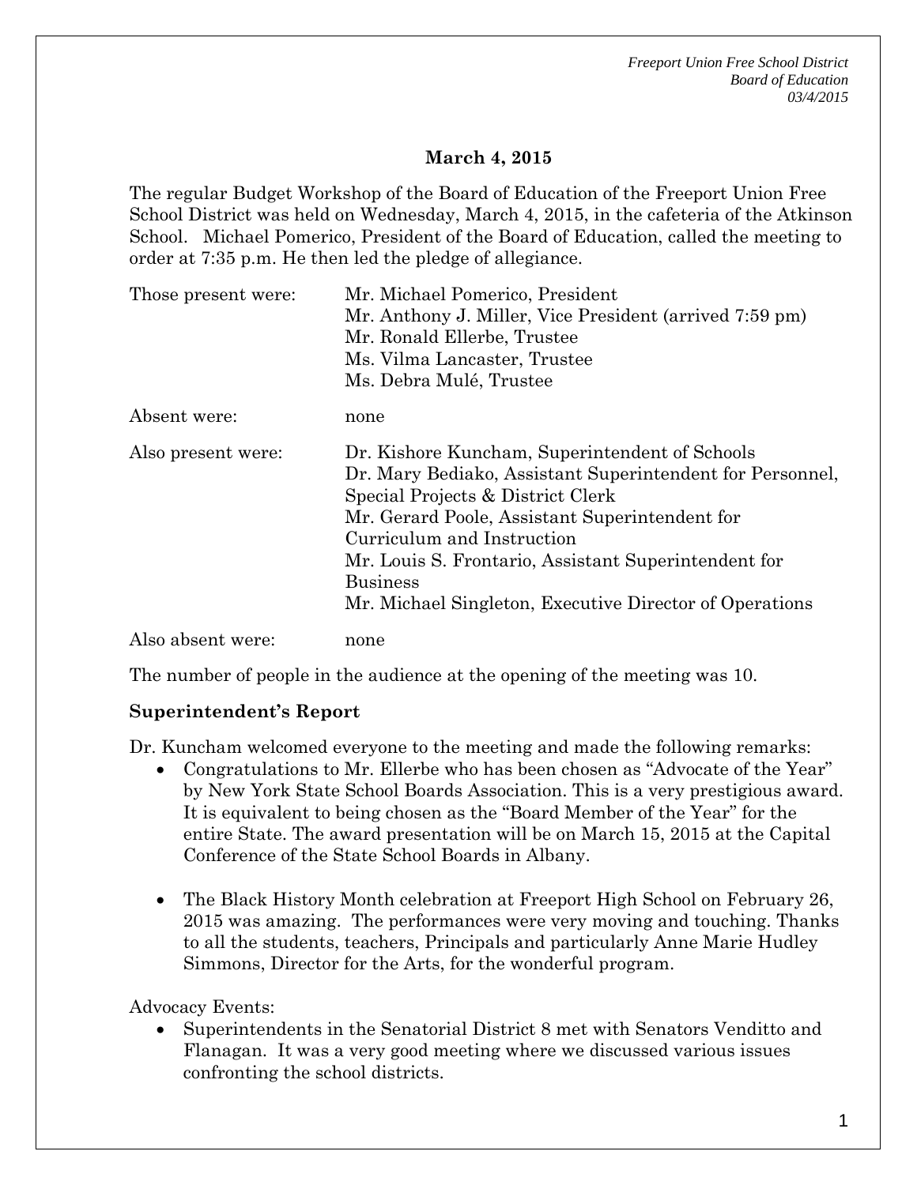## March 4, 2015

The regular Budget Workshop of the Board of Education of the Freeport Union Free School District was held on Wednesday, March 4, 2015, in the cafeteria of the Atkinson School. Michael Pomerico, President of the Board of Education, called the meeting to order at 7:35 p.m. He then led the pledge of allegiance.

| | |
|---|---|
| Those present were: | Mr. Michael Pomerico, President<br>Mr. Anthony J. Miller, Vice President (arrived 7:59 pm)<br>Mr. Ronald Ellerbe, Trustee<br>Ms. Vilma Lancaster, Trustee<br>Ms. Debra Mulé, Trustee |
| Absent were: | none |
| Also present were: | Dr. Kishore Kuncham, Superintendent of Schools<br>Dr. Mary Bediako, Assistant Superintendent for Personnel, Special Projects & District Clerk<br>Mr. Gerard Poole, Assistant Superintendent for Curriculum and Instruction<br>Mr. Louis S. Frontario, Assistant Superintendent for Business<br>Mr. Michael Singleton, Executive Director of Operations |
| Also absent were: | none |

The number of people in the audience at the opening of the meeting was 10.

**Superintendent's Report**

Dr. Kuncham welcomed everyone to the meeting and made the following remarks:

- Congratulations to Mr. Ellerbe who has been chosen as "Advocate of the Year" by New York State School Boards Association. This is a very prestigious award. It is equivalent to being chosen as the "Board Member of the Year" for the entire State. The award presentation will be on March 15, 2015 at the Capital Conference of the State School Boards in Albany.

- The Black History Month celebration at Freeport High School on February 26, 2015 was amazing. The performances were very moving and touching. Thanks to all the students, teachers, Principals and particularly Anne Marie Hudley Simmons, Director for the Arts, for the wonderful program.

Advocacy Events:

- Superintendents in the Senatorial District 8 met with Senators Venditto and Flanagan. It was a very good meeting where we discussed various issues confronting the school districts.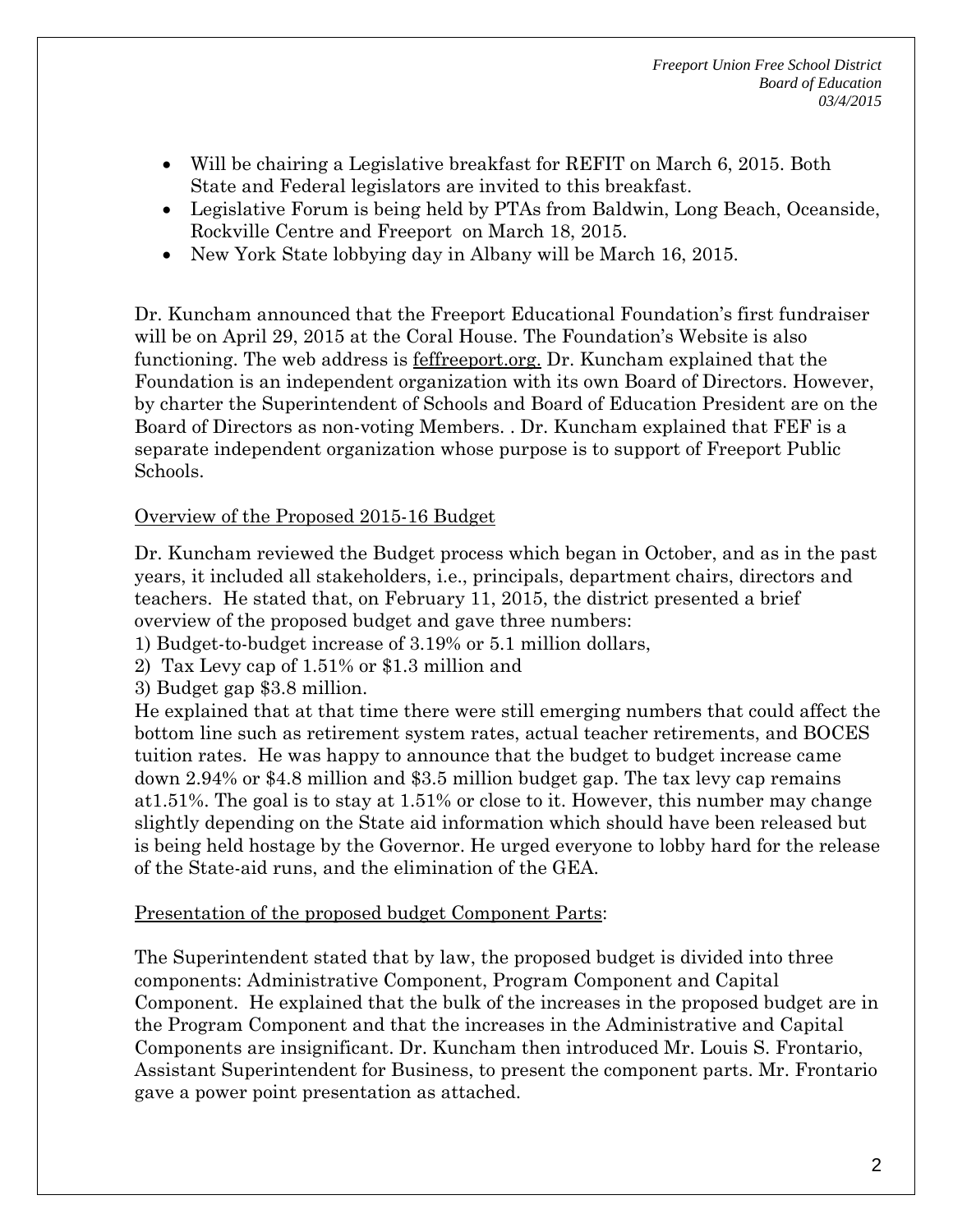- Will be chairing a Legislative breakfast for REFIT on March 6, 2015. Both State and Federal legislators are invited to this breakfast.
- Legislative Forum is being held by PTAs from Baldwin, Long Beach, Oceanside, Rockville Centre and Freeport on March 18, 2015.
- New York State lobbying day in Albany will be March 16, 2015.

Dr. Kuncham announced that the Freeport Educational Foundation's first fundraiser will be on April 29, 2015 at the Coral House. The Foundation's Website is also functioning. The web address is feffreeport.org. Dr. Kuncham explained that the Foundation is an independent organization with its own Board of Directors. However, by charter the Superintendent of Schools and Board of Education President are on the Board of Directors as non-voting Members. . Dr. Kuncham explained that FEF is a separate independent organization whose purpose is to support of Freeport Public Schools.

Overview of the Proposed 2015-16 Budget

Dr. Kuncham reviewed the Budget process which began in October, and as in the past years, it included all stakeholders, i.e., principals, department chairs, directors and teachers. He stated that, on February 11, 2015, the district presented a brief overview of the proposed budget and gave three numbers:
1) Budget-to-budget increase of 3.19% or 5.1 million dollars,
2) Tax Levy cap of 1.51% or $1.3 million and
3) Budget gap $3.8 million.
He explained that at that time there were still emerging numbers that could affect the bottom line such as retirement system rates, actual teacher retirements, and BOCES tuition rates. He was happy to announce that the budget to budget increase came down 2.94% or $4.8 million and $3.5 million budget gap. The tax levy cap remains at1.51%. The goal is to stay at 1.51% or close to it. However, this number may change slightly depending on the State aid information which should have been released but is being held hostage by the Governor. He urged everyone to lobby hard for the release of the State-aid runs, and the elimination of the GEA.

Presentation of the proposed budget Component Parts:

The Superintendent stated that by law, the proposed budget is divided into three components: Administrative Component, Program Component and Capital Component. He explained that the bulk of the increases in the proposed budget are in the Program Component and that the increases in the Administrative and Capital Components are insignificant. Dr. Kuncham then introduced Mr. Louis S. Frontario, Assistant Superintendent for Business, to present the component parts. Mr. Frontario gave a power point presentation as attached.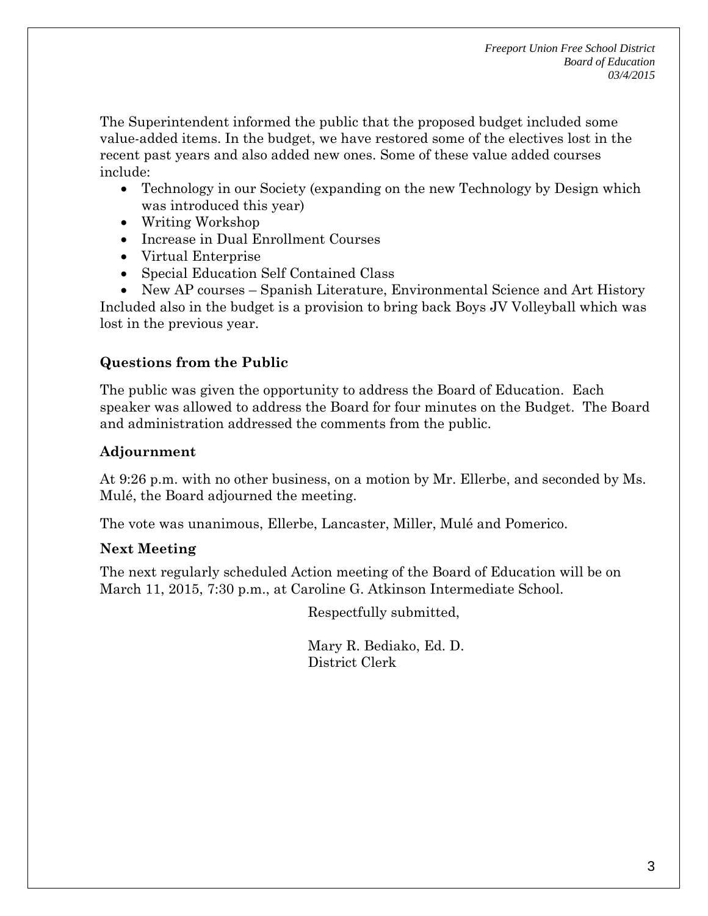The Superintendent informed the public that the proposed budget included some value-added items. In the budget, we have restored some of the electives lost in the recent past years and also added new ones. Some of these value added courses include:

- Technology in our Society (expanding on the new Technology by Design which was introduced this year)
- Writing Workshop
- Increase in Dual Enrollment Courses
- Virtual Enterprise
- Special Education Self Contained Class
- New AP courses – Spanish Literature, Environmental Science and Art History

Included also in the budget is a provision to bring back Boys JV Volleyball which was lost in the previous year.

**Questions from the Public**

The public was given the opportunity to address the Board of Education. Each speaker was allowed to address the Board for four minutes on the Budget. The Board and administration addressed the comments from the public.

**Adjournment**

At 9:26 p.m. with no other business, on a motion by Mr. Ellerbe, and seconded by Ms. Mulé, the Board adjourned the meeting.

The vote was unanimous, Ellerbe, Lancaster, Miller, Mulé and Pomerico.

**Next Meeting**

The next regularly scheduled Action meeting of the Board of Education will be on March 11, 2015, 7:30 p.m., at Caroline G. Atkinson Intermediate School.

Respectfully submitted,

Mary R. Bediako, Ed. D.
District Clerk